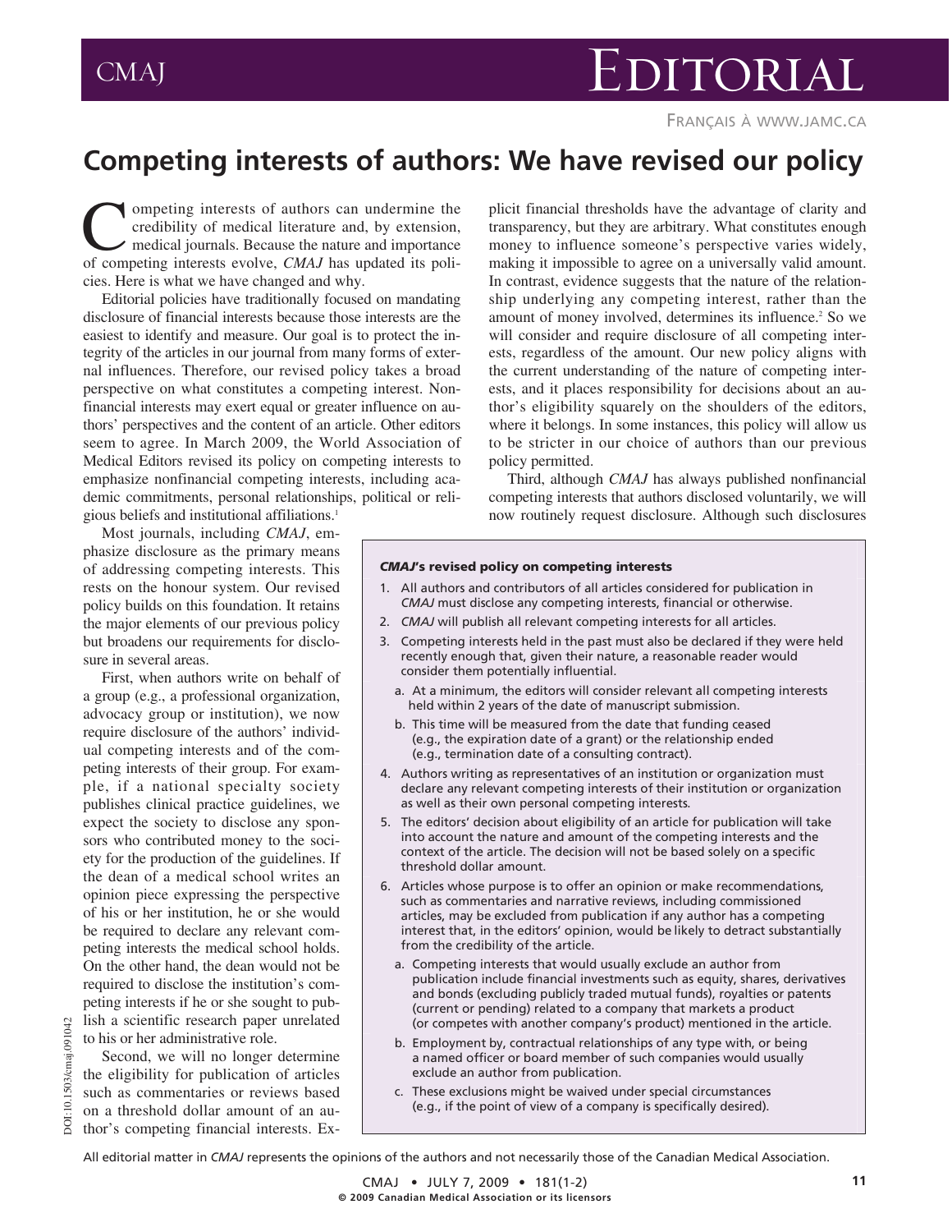# Editorial

Français à www.jamc.ca

## Competing interests of authors: We have revised our policy

Competing interests of authors can undermine the credibility of medical literature and, by extension, medical journals. Because the nature and importance of competing interests evolve, *CMAJ* has updated its policies. Here is what we have changed and why.

Editorial policies have traditionally focused on mandating disclosure of financial interests because those interests are the easiest to identify and measure. Our goal is to protect the integrity of the articles in our journal from many forms of external influences. Therefore, our revised policy takes a broad perspective on what constitutes a competing interest. Nonfinancial interests may exert equal or greater influence on authors' perspectives and the content of an article. Other editors seem to agree. In March 2009, the World Association of Medical Editors revised its policy on competing interests to emphasize nonfinancial competing interests, including academic commitments, personal relationships, political or religious beliefs and institutional affiliations.[1]

Most journals, including *CMAJ*, emphasize disclosure as the primary means of addressing competing interests. This rests on the honour system. Our revised policy builds on this foundation. It retains the major elements of our previous policy but broadens our requirements for disclosure in several areas.

First, when authors write on behalf of a group (e.g., a professional organization, advocacy group or institution), we now require disclosure of the authors' individual competing interests and of the competing interests of their group. For example, if a national specialty society publishes clinical practice guidelines, we expect the society to disclose any sponsors who contributed money to the society for the production of the guidelines. If the dean of a medical school writes an opinion piece expressing the perspective of his or her institution, he or she would be required to declare any relevant competing interests the medical school holds. On the other hand, the dean would not be required to disclose the institution's competing interests if he or she sought to publish a scientific research paper unrelated to his or her administrative role.

Second, we will no longer determine the eligibility for publication of articles such as commentaries or reviews based on a threshold dollar amount of an author's competing financial interests. Explicit financial thresholds have the advantage of clarity and transparency, but they are arbitrary. What constitutes enough money to influence someone's perspective varies widely, making it impossible to agree on a universally valid amount. In contrast, evidence suggests that the nature of the relationship underlying any competing interest, rather than the amount of money involved, determines its influence.[2] So we will consider and require disclosure of all competing interests, regardless of the amount. Our new policy aligns with the current understanding of the nature of competing interests, and it places responsibility for decisions about an author's eligibility squarely on the shoulders of the editors, where it belongs. In some instances, this policy will allow us to be stricter in our choice of authors than our previous policy permitted.

Third, although *CMAJ* has always published nonfinancial competing interests that authors disclosed voluntarily, we will now routinely request disclosure. Although such disclosures

### *CMAJ*'s revised policy on competing interests

1. All authors and contributors of all articles considered for publication in *CMAJ* must disclose any competing interests, financial or otherwise.
2. *CMAJ* will publish all relevant competing interests for all articles.
3. Competing interests held in the past must also be declared if they were held recently enough that, given their nature, a reasonable reader would consider them potentially influential.
   a. At a minimum, the editors will consider relevant all competing interests held within 2 years of the date of manuscript submission.
   b. This time will be measured from the date that funding ceased (e.g., the expiration date of a grant) or the relationship ended (e.g., termination date of a consulting contract).
4. Authors writing as representatives of an institution or organization must declare any relevant competing interests of their institution or organization as well as their own personal competing interests.
5. The editors' decision about eligibility of an article for publication will take into account the nature and amount of the competing interests and the context of the article. The decision will not be based solely on a specific threshold dollar amount.
6. Articles whose purpose is to offer an opinion or make recommendations, such as commentaries and narrative reviews, including commissioned articles, may be excluded from publication if any author has a competing interest that, in the editors' opinion, would be likely to detract substantially from the credibility of the article.
   a. Competing interests that would usually exclude an author from publication include financial investments such as equity, shares, derivatives and bonds (excluding publicly traded mutual funds), royalties or patents (current or pending) related to a company that markets a product (or competes with another company's product) mentioned in the article.
   b. Employment by, contractual relationships of any type with, or being a named officer or board member of such companies would usually exclude an author from publication.
   c. These exclusions might be waived under special circumstances (e.g., if the point of view of a company is specifically desired).

DOI:10.1503/cmaj.091042

All editorial matter in *CMAJ* represents the opinions of the authors and not necessarily those of the Canadian Medical Association.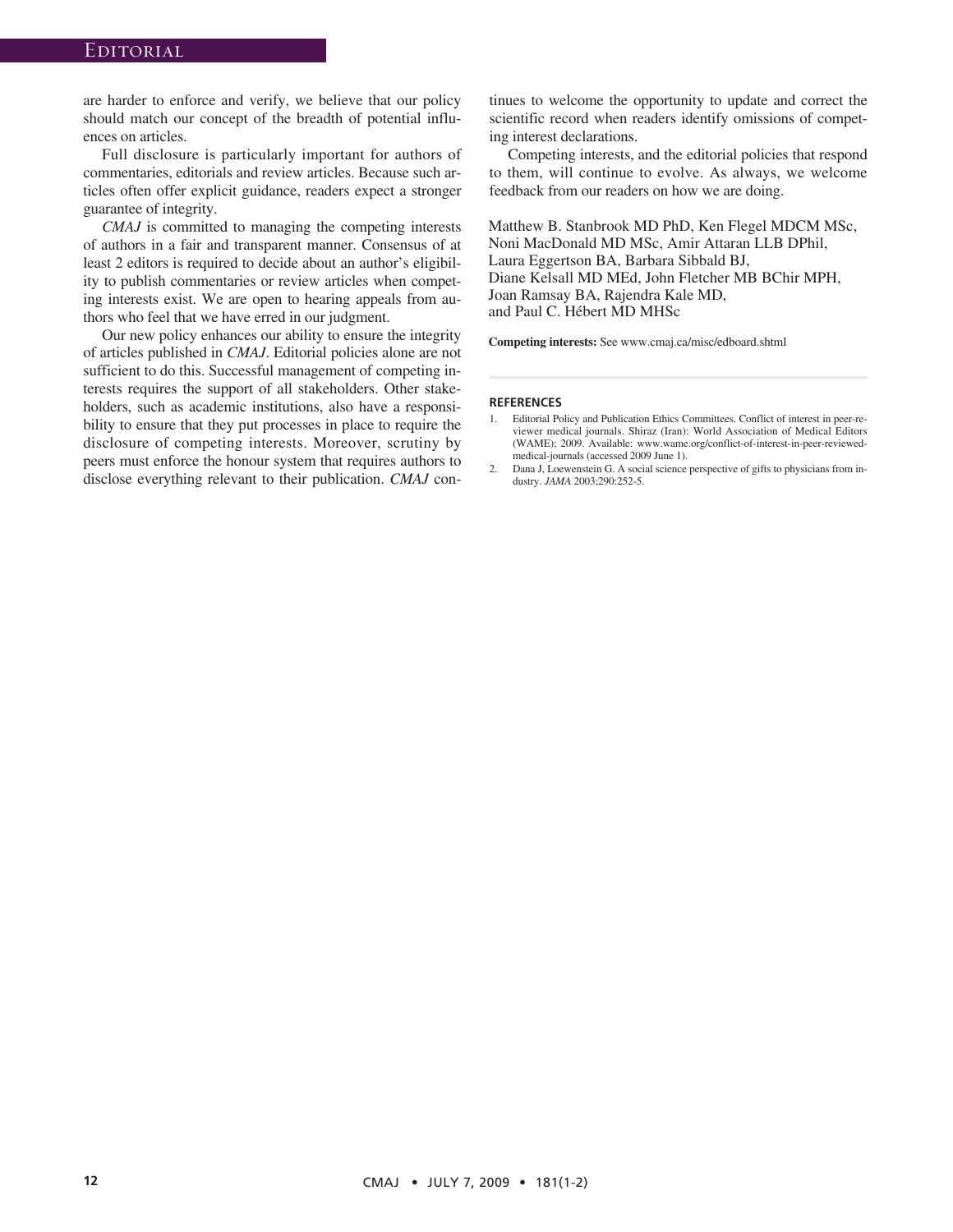are harder to enforce and verify, we believe that our policy should match our concept of the breadth of potential influences on articles.

Full disclosure is particularly important for authors of commentaries, editorials and review articles. Because such articles often offer explicit guidance, readers expect a stronger guarantee of integrity.

*CMAJ* is committed to managing the competing interests of authors in a fair and transparent manner. Consensus of at least 2 editors is required to decide about an author's eligibility to publish commentaries or review articles when competing interests exist. We are open to hearing appeals from authors who feel that we have erred in our judgment.

Our new policy enhances our ability to ensure the integrity of articles published in *CMAJ*. Editorial policies alone are not sufficient to do this. Successful management of competing interests requires the support of all stakeholders. Other stakeholders, such as academic institutions, also have a responsibility to ensure that they put processes in place to require the disclosure of competing interests. Moreover, scrutiny by peers must enforce the honour system that requires authors to disclose everything relevant to their publication. *CMAJ* continues to welcome the opportunity to update and correct the scientific record when readers identify omissions of competing interest declarations.

Competing interests, and the editorial policies that respond to them, will continue to evolve. As always, we welcome feedback from our readers on how we are doing.

Matthew B. Stanbrook MD PhD, Ken Flegel MDCM MSc, Noni MacDonald MD MSc, Amir Attaran LLB DPhil, Laura Eggertson BA, Barbara Sibbald BJ, Diane Kelsall MD MEd, John Fletcher MB BChir MPH, Joan Ramsay BA, Rajendra Kale MD, and Paul C. Hébert MD MHSc

**Competing interests:** See www.cmaj.ca/misc/edboard.shtml

## REFERENCES

1. Editorial Policy and Publication Ethics Committees. Conflict of interest in peer-reviewer medical journals. Shiraz (Iran): World Association of Medical Editors (WAME); 2009. Available: www.wame.org/conflict-of-interest-in-peer-reviewed-medical-journals (accessed 2009 June 1).
2. Dana J, Loewenstein G. A social science perspective of gifts to physicians from industry. *JAMA* 2003;290:252-5.